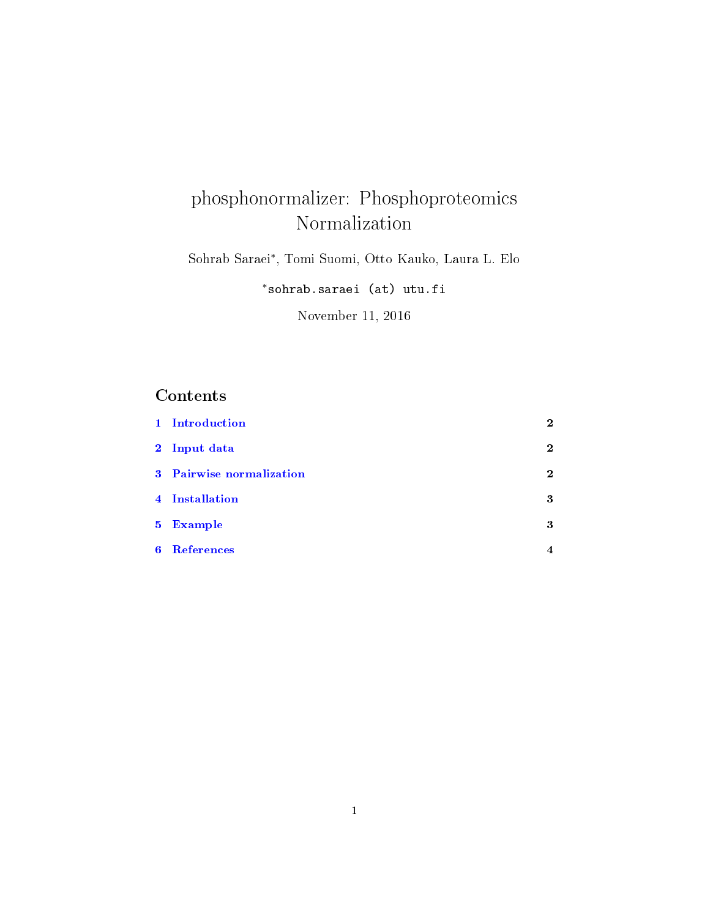# phosphonormalizer: Phosphoproteomics Normalization

Sohrab Saraei*, Tomi Suomi, Otto Kauko, Laura L. Elo

*sohrab.saraei (at) utu.fi

November 11, 2016

## Contents

| | | |
|---|---|---|
| 1 | Introduction | 2 |
| 2 | Input data | 2 |
| 3 | Pairwise normalization | 2 |
| 4 | Installation | 3 |
| 5 | Example | 3 |
| 6 | References | 4 |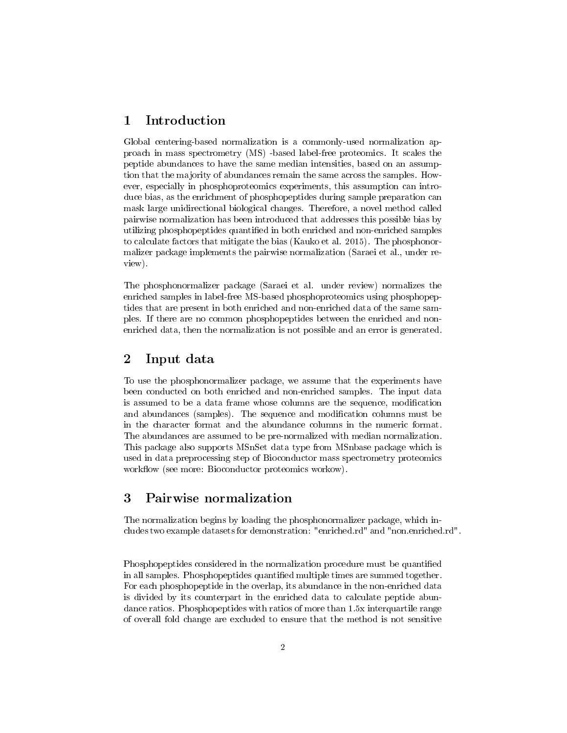# 1 Introduction

Global centering-based normalization is a commonly-used normalization approach in mass spectrometry (MS) -based label-free proteomics. It scales the peptide abundances to have the same median intensities, based on an assumption that the majority of abundances remain the same across the samples. However, especially in phosphoproteomics experiments, this assumption can introduce bias, as the enrichment of phosphopeptides during sample preparation can mask large unidirectional biological changes. Therefore, a novel method called pairwise normalization has been introduced that addresses this possible bias by utilizing phosphopeptides quantified in both enriched and non-enriched samples to calculate factors that mitigate the bias (Kauko et al. 2015). The phosphonormalizer package implements the pairwise normalization (Saraei et al., under review).

The phosphonormalizer package (Saraei et al. under review) normalizes the enriched samples in label-free MS-based phosphoproteomics using phosphopeptides that are present in both enriched and non-enriched data of the same samples. If there are no common phosphopeptides between the enriched and non-enriched data, then the normalization is not possible and an error is generated.

# 2 Input data

To use the phosphonormalizer package, we assume that the experiments have been conducted on both enriched and non-enriched samples. The input data is assumed to be a data frame whose columns are the sequence, modification and abundances (samples). The sequence and modification columns must be in the character format and the abundance columns in the numeric format. The abundances are assumed to be pre-normalized with median normalization. This package also supports MSnSet data type from MSnbase package which is used in data preprocessing step of Bioconductor mass spectrometry proteomics workflow (see more: Bioconductor proteomics workow).

# 3 Pairwise normalization

The normalization begins by loading the phosphonormalizer package, which includes two example datasets for demonstration: "enriched.rd" and "non.enriched.rd".

Phosphopeptides considered in the normalization procedure must be quantified in all samples. Phosphopeptides quantified multiple times are summed together. For each phosphopeptide in the overlap, its abundance in the non-enriched data is divided by its counterpart in the enriched data to calculate peptide abundance ratios. Phosphopeptides with ratios of more than 1.5x interquartile range of overall fold change are excluded to ensure that the method is not sensitive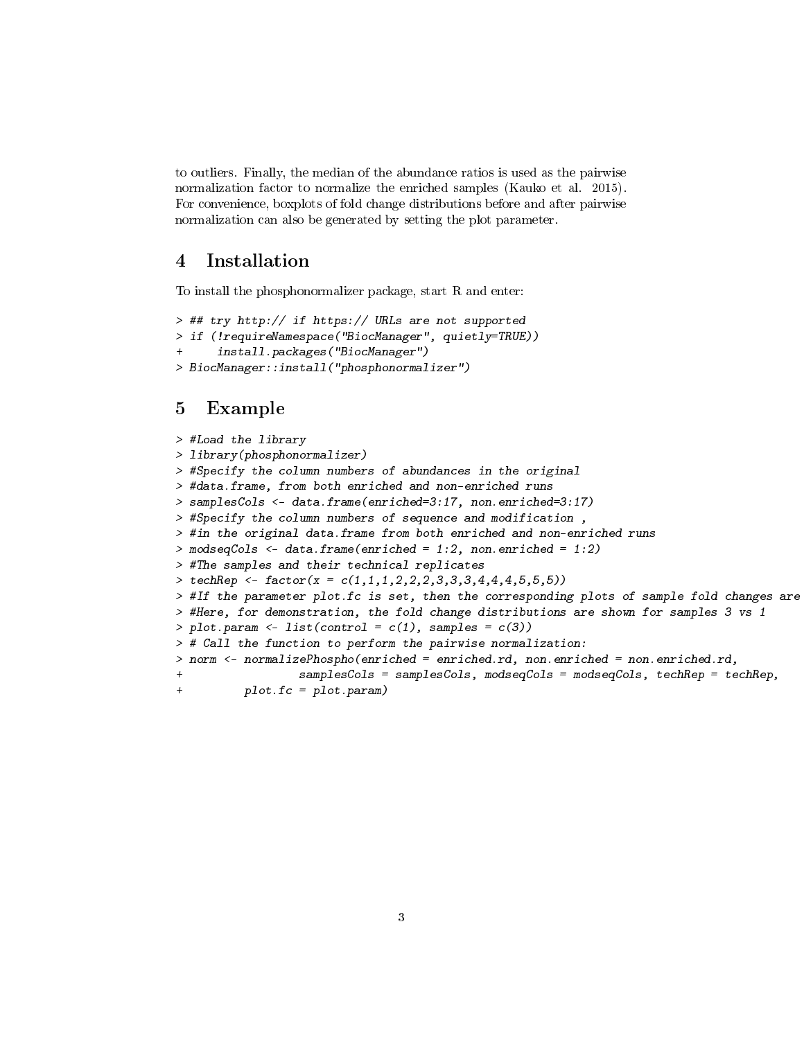to outliers. Finally, the median of the abundance ratios is used as the pairwise normalization factor to normalize the enriched samples (Kauko et al. 2015). For convenience, boxplots of fold change distributions before and after pairwise normalization can also be generated by setting the plot parameter.

## 4 Installation

To install the phosphonormalizer package, start R and enter:

```
> ## try http:// if https:// URLs are not supported
> if (!requireNamespace("BiocManager", quietly=TRUE))
+     install.packages("BiocManager")
> BiocManager::install("phosphonormalizer")
```

## 5 Example

```
> #Load the library
> library(phosphonormalizer)
> #Specify the column numbers of abundances in the original
> #data.frame, from both enriched and non-enriched runs
> samplesCols <- data.frame(enriched=3:17, non.enriched=3:17)
> #Specify the column numbers of sequence and modification ,
> #in the original data.frame from both enriched and non-enriched runs
> modseqCols <- data.frame(enriched = 1:2, non.enriched = 1:2)
> #The samples and their technical replicates
> techRep <- factor(x = c(1,1,1,2,2,2,3,3,3,4,4,4,5,5,5))
> #If the parameter plot.fc is set, then the corresponding plots of sample fold changes are
> #Here, for demonstration, the fold change distributions are shown for samples 3 vs 1
> plot.param <- list(control = c(1), samples = c(3))
> # Call the function to perform the pairwise normalization:
> norm <- normalizePhospho(enriched = enriched.rd, non.enriched = non.enriched.rd,
+                 samplesCols = samplesCols, modseqCols = modseqCols, techRep = techRep,
+         plot.fc = plot.param)
```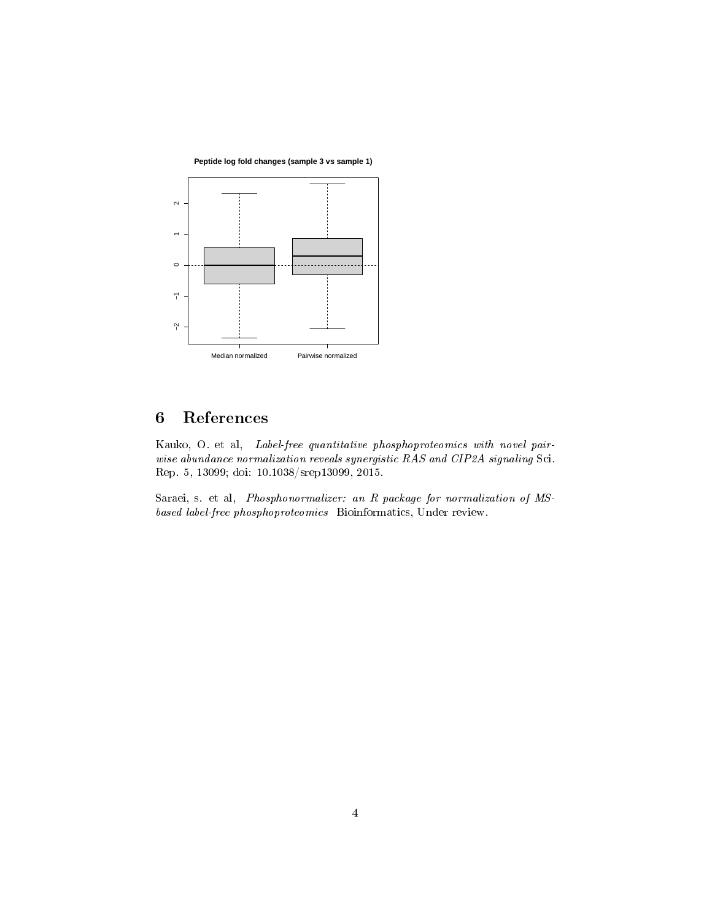Peptide log fold changes (sample 3 vs sample 1)

2

1

0

-1

-2

Median normalized

Pairwise normalized

## 6 References

Kauko, O. et al, *Label-free quantitative phosphoproteomics with novel pairwise abundance normalization reveals synergistic RAS and CIP2A signaling* Sci. Rep. 5, 13099; doi: 10.1038/srep13099, 2015.

Saraei, s. et al, *Phosphonormalizer: an R package for normalization of MS-based label-free phosphoproteomics* Bioinformatics, Under review.